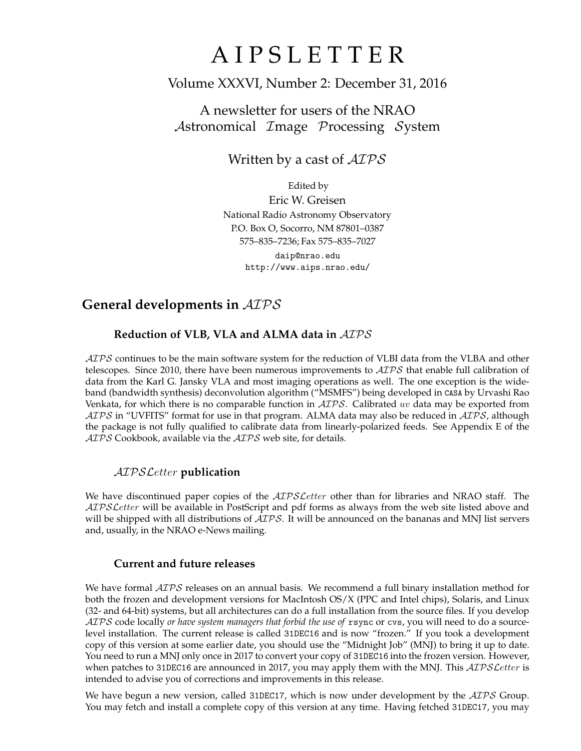# AIPSLETTER

Volume XXXVI, Number 2: December 31, 2016

A newsletter for users of the NRAO
*Astronomical Image Processing System*

Written by a cast of *AIPS*

Edited by
Eric W. Greisen
National Radio Astronomy Observatory
P.O. Box O, Socorro, NM 87801–0387
575–835–7236; Fax 575–835–7027
daip@nrao.edu
http://www.aips.nrao.edu/

## General developments in *AIPS*

### Reduction of VLB, VLA and ALMA data in *AIPS*

*AIPS* continues to be the main software system for the reduction of VLBI data from the VLBA and other telescopes. Since 2010, there have been numerous improvements to *AIPS* that enable full calibration of data from the Karl G. Jansky VLA and most imaging operations as well. The one exception is the wide-band (bandwidth synthesis) deconvolution algorithm ("MSMFS") being developed in CASA by Urvashi Rao Venkata, for which there is no comparable function in *AIPS*. Calibrated $uv$ data may be exported from *AIPS* in "UVFITS" format for use in that program. ALMA data may also be reduced in *AIPS*, although the package is not fully qualified to calibrate data from linearly-polarized feeds. See Appendix E of the *AIPS* Cookbook, available via the *AIPS* web site, for details.

### *AIPSLetter* publication

We have discontinued paper copies of the *AIPSLetter* other than for libraries and NRAO staff. The *AIPSLetter* will be available in PostScript and pdf forms as always from the web site listed above and will be shipped with all distributions of *AIPS*. It will be announced on the bananas and MNJ list servers and, usually, in the NRAO e-News mailing.

### Current and future releases

We have formal *AIPS* releases on an annual basis. We recommend a full binary installation method for both the frozen and development versions for MacIntosh OS/X (PPC and Intel chips), Solaris, and Linux (32- and 64-bit) systems, but all architectures can do a full installation from the source files. If you develop *AIPS* code locally *or have system managers that forbid the use of* `rsync` *or* `cvs`, you will need to do a source-level installation. The current release is called `31DEC16` and is now "frozen." If you took a development copy of this version at some earlier date, you should use the "Midnight Job" (MNJ) to bring it up to date. You need to run a MNJ only once in 2017 to convert your copy of `31DEC16` into the frozen version. However, when patches to `31DEC16` are announced in 2017, you may apply them with the MNJ. This *AIPSLetter* is intended to advise you of corrections and improvements in this release.

We have begun a new version, called `31DEC17`, which is now under development by the *AIPS* Group. You may fetch and install a complete copy of this version at any time. Having fetched `31DEC17`, you may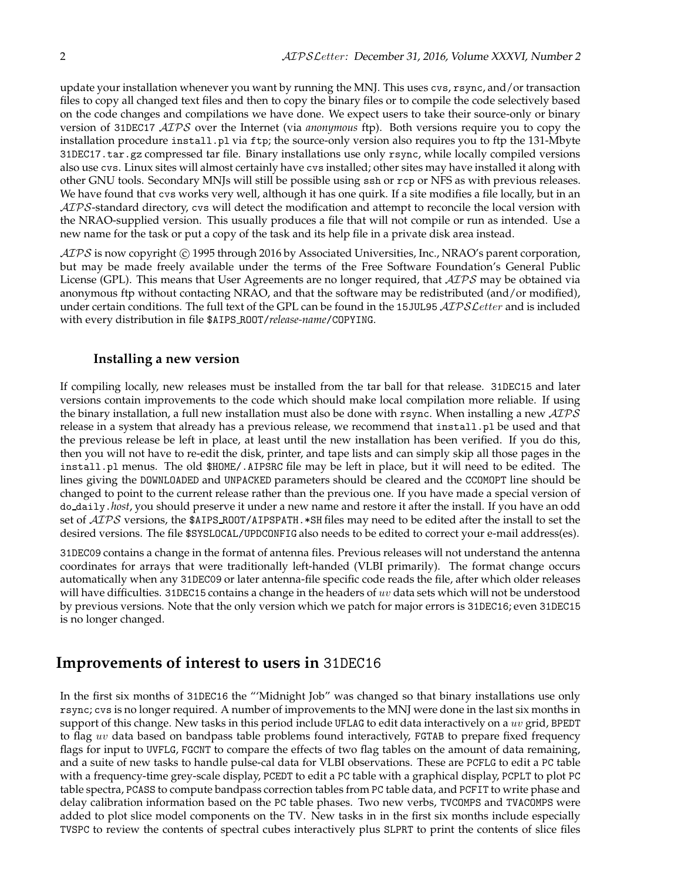update your installation whenever you want by running the MNJ. This uses cvs, rsync, and/or transaction files to copy all changed text files and then to copy the binary files or to compile the code selectively based on the code changes and compilations we have done. We expect users to take their source-only or binary version of 31DEC17 *AIPS* over the Internet (via *anonymous* ftp). Both versions require you to copy the installation procedure install.pl via ftp; the source-only version also requires you to ftp the 131-Mbyte 31DEC17.tar.gz compressed tar file. Binary installations use only rsync, while locally compiled versions also use cvs. Linux sites will almost certainly have cvs installed; other sites may have installed it along with other GNU tools. Secondary MNJs will still be possible using ssh or rcp or NFS as with previous releases. We have found that cvs works very well, although it has one quirk. If a site modifies a file locally, but in an *AIPS*-standard directory, cvs will detect the modification and attempt to reconcile the local version with the NRAO-supplied version. This usually produces a file that will not compile or run as intended. Use a new name for the task or put a copy of the task and its help file in a private disk area instead.

*AIPS* is now copyright © 1995 through 2016 by Associated Universities, Inc., NRAO's parent corporation, but may be made freely available under the terms of the Free Software Foundation's General Public License (GPL). This means that User Agreements are no longer required, that *AIPS* may be obtained via anonymous ftp without contacting NRAO, and that the software may be redistributed (and/or modified), under certain conditions. The full text of the GPL can be found in the 15JUL95 *AIPSLetter* and is included with every distribution in file $AIPS_ROOT/*release-name*/COPYING.

### Installing a new version

If compiling locally, new releases must be installed from the tar ball for that release. 31DEC15 and later versions contain improvements to the code which should make local compilation more reliable. If using the binary installation, a full new installation must also be done with rsync. When installing a new *AIPS* release in a system that already has a previous release, we recommend that install.pl be used and that the previous release be left in place, at least until the new installation has been verified. If you do this, then you will not have to re-edit the disk, printer, and tape lists and can simply skip all those pages in the install.pl menus. The old $HOME/.AIPSRC file may be left in place, but it will need to be edited. The lines giving the DOWNLOADED and UNPACKED parameters should be cleared and the CCOMOPT line should be changed to point to the current release rather than the previous one. If you have made a special version of do_daily.*host*, you should preserve it under a new name and restore it after the install. If you have an odd set of *AIPS* versions, the $AIPS_ROOT/AIPSPATH.*SH files may need to be edited after the install to set the desired versions. The file $SYSLOCAL/UPDCONFIG also needs to be edited to correct your e-mail address(es).

31DEC09 contains a change in the format of antenna files. Previous releases will not understand the antenna coordinates for arrays that were traditionally left-handed (VLBI primarily). The format change occurs automatically when any 31DEC09 or later antenna-file specific code reads the file, after which older releases will have difficulties. 31DEC15 contains a change in the headers of $uv$ data sets which will not be understood by previous versions. Note that the only version which we patch for major errors is 31DEC16; even 31DEC15 is no longer changed.

## Improvements of interest to users in 31DEC16

In the first six months of 31DEC16 the "'Midnight Job" was changed so that binary installations use only rsync; cvs is no longer required. A number of improvements to the MNJ were done in the last six months in support of this change. New tasks in this period include UFLAG to edit data interactively on a $uv$ grid, BPEDT to flag $uv$ data based on bandpass table problems found interactively, FGTAB to prepare fixed frequency flags for input to UVFLG, FGCNT to compare the effects of two flag tables on the amount of data remaining, and a suite of new tasks to handle pulse-cal data for VLBI observations. These are PCFLG to edit a PC table with a frequency-time grey-scale display, PCEDT to edit a PC table with a graphical display, PCPLT to plot PC table spectra, PCASS to compute bandpass correction tables from PC table data, and PCFIT to write phase and delay calibration information based on the PC table phases. Two new verbs, TVCOMPS and TVACOMPS were added to plot slice model components on the TV. New tasks in in the first six months include especially TVSPC to review the contents of spectral cubes interactively plus SLPRT to print the contents of slice files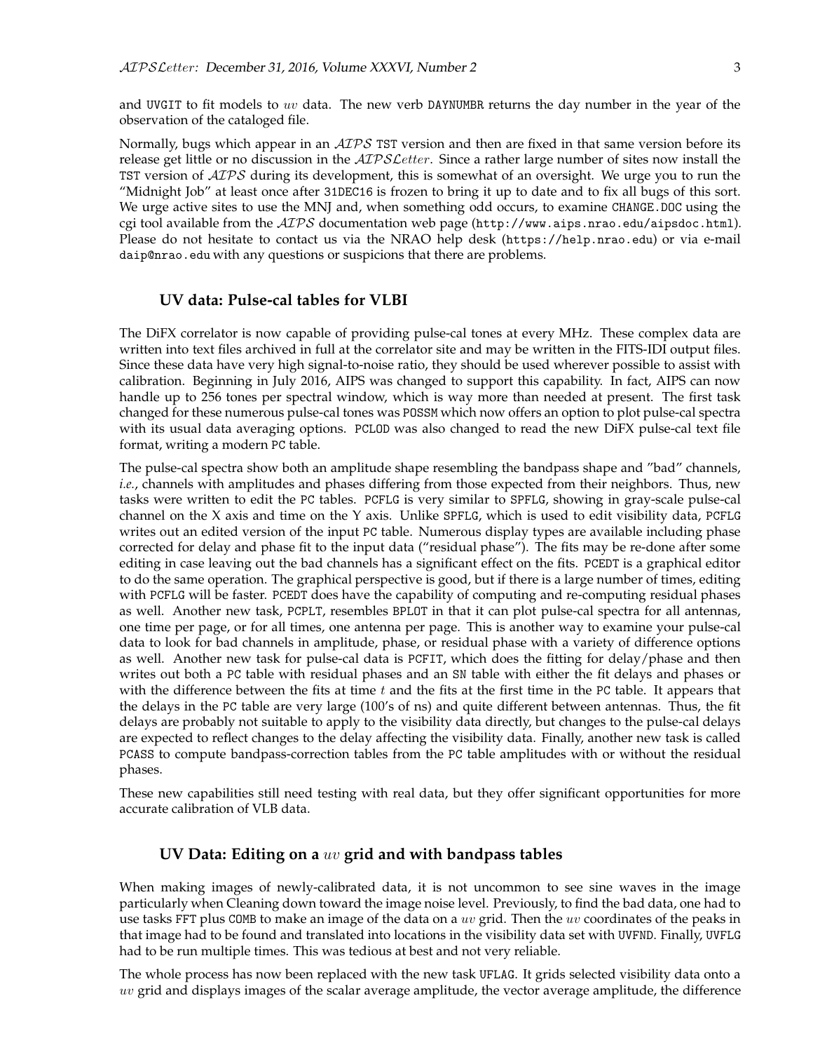and UVGIT to fit models to $uv$ data. The new verb DAYNUMBR returns the day number in the year of the observation of the cataloged file.

Normally, bugs which appear in an *AIPS* TST version and then are fixed in that same version before its release get little or no discussion in the *AIPSLetter*. Since a rather large number of sites now install the TST version of *AIPS* during its development, this is somewhat of an oversight. We urge you to run the "Midnight Job" at least once after 31DEC16 is frozen to bring it up to date and to fix all bugs of this sort. We urge active sites to use the MNJ and, when something odd occurs, to examine CHANGE.DOC using the cgi tool available from the *AIPS* documentation web page (http://www.aips.nrao.edu/aipsdoc.html). Please do not hesitate to contact us via the NRAO help desk (https://help.nrao.edu) or via e-mail daip@nrao.edu with any questions or suspicions that there are problems.

## UV data: Pulse-cal tables for VLBI

The DiFX correlator is now capable of providing pulse-cal tones at every MHz. These complex data are written into text files archived in full at the correlator site and may be written in the FITS-IDI output files. Since these data have very high signal-to-noise ratio, they should be used wherever possible to assist with calibration. Beginning in July 2016, AIPS was changed to support this capability. In fact, AIPS can now handle up to 256 tones per spectral window, which is way more than needed at present. The first task changed for these numerous pulse-cal tones was POSSM which now offers an option to plot pulse-cal spectra with its usual data averaging options. PCLOD was also changed to read the new DiFX pulse-cal text file format, writing a modern PC table.

The pulse-cal spectra show both an amplitude shape resembling the bandpass shape and "bad" channels, *i.e.*, channels with amplitudes and phases differing from those expected from their neighbors. Thus, new tasks were written to edit the PC tables. PCFLG is very similar to SPFLG, showing in gray-scale pulse-cal channel on the X axis and time on the Y axis. Unlike SPFLG, which is used to edit visibility data, PCFLG writes out an edited version of the input PC table. Numerous display types are available including phase corrected for delay and phase fit to the input data ("residual phase"). The fits may be re-done after some editing in case leaving out the bad channels has a significant effect on the fits. PCEDT is a graphical editor to do the same operation. The graphical perspective is good, but if there is a large number of times, editing with PCFLG will be faster. PCEDT does have the capability of computing and re-computing residual phases as well. Another new task, PCPLT, resembles BPLOT in that it can plot pulse-cal spectra for all antennas, one time per page, or for all times, one antenna per page. This is another way to examine your pulse-cal data to look for bad channels in amplitude, phase, or residual phase with a variety of difference options as well. Another new task for pulse-cal data is PCFIT, which does the fitting for delay/phase and then writes out both a PC table with residual phases and an SN table with either the fit delays and phases or with the difference between the fits at time $t$ and the fits at the first time in the PC table. It appears that the delays in the PC table are very large (100's of ns) and quite different between antennas. Thus, the fit delays are probably not suitable to apply to the visibility data directly, but changes to the pulse-cal delays are expected to reflect changes to the delay affecting the visibility data. Finally, another new task is called PCASS to compute bandpass-correction tables from the PC table amplitudes with or without the residual phases.

These new capabilities still need testing with real data, but they offer significant opportunities for more accurate calibration of VLB data.

## UV Data: Editing on a $uv$ grid and with bandpass tables

When making images of newly-calibrated data, it is not uncommon to see sine waves in the image particularly when Cleaning down toward the image noise level. Previously, to find the bad data, one had to use tasks FFT plus COMB to make an image of the data on a $uv$ grid. Then the $uv$ coordinates of the peaks in that image had to be found and translated into locations in the visibility data set with UVFND. Finally, UVFLG had to be run multiple times. This was tedious at best and not very reliable.

The whole process has now been replaced with the new task UFLAG. It grids selected visibility data onto a $uv$ grid and displays images of the scalar average amplitude, the vector average amplitude, the difference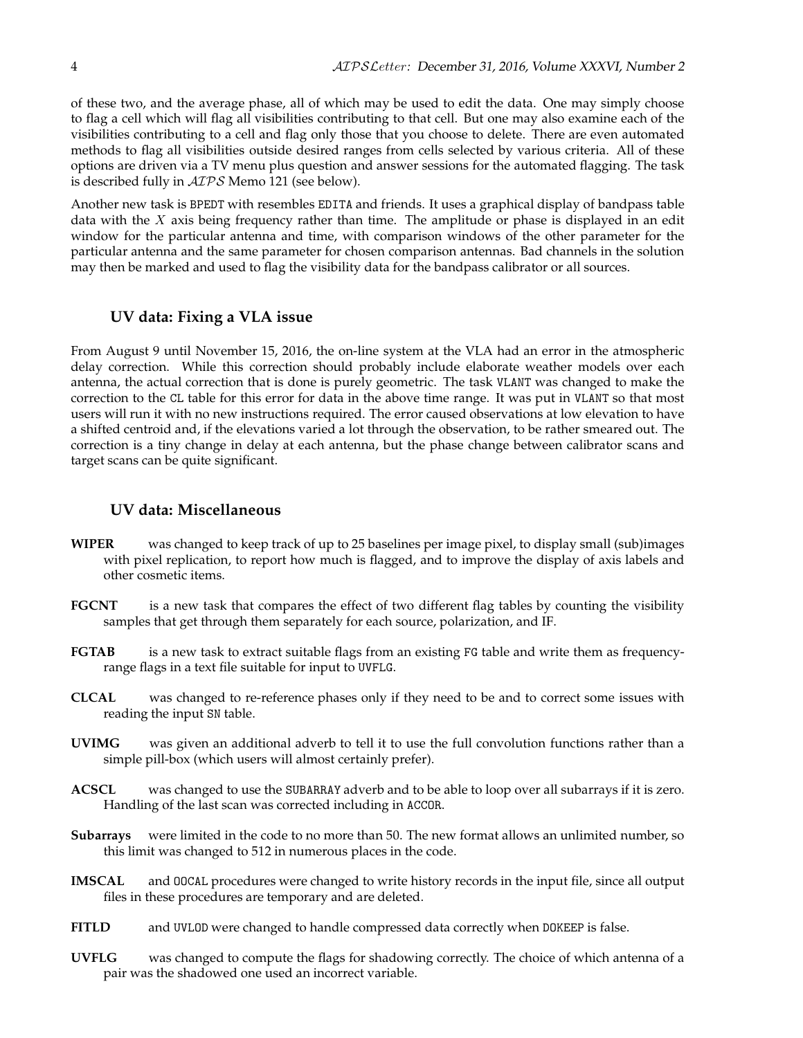of these two, and the average phase, all of which may be used to edit the data. One may simply choose to flag a cell which will flag all visibilities contributing to that cell. But one may also examine each of the visibilities contributing to a cell and flag only those that you choose to delete. There are even automated methods to flag all visibilities outside desired ranges from cells selected by various criteria. All of these options are driven via a TV menu plus question and answer sessions for the automated flagging. The task is described fully in $\mathcal{AIPS}$ Memo 121 (see below).

Another new task is BPEDT with resembles EDITA and friends. It uses a graphical display of bandpass table data with the $X$ axis being frequency rather than time. The amplitude or phase is displayed in an edit window for the particular antenna and time, with comparison windows of the other parameter for the particular antenna and the same parameter for chosen comparison antennas. Bad channels in the solution may then be marked and used to flag the visibility data for the bandpass calibrator or all sources.

## UV data: Fixing a VLA issue

From August 9 until November 15, 2016, the on-line system at the VLA had an error in the atmospheric delay correction. While this correction should probably include elaborate weather models over each antenna, the actual correction that is done is purely geometric. The task VLANT was changed to make the correction to the CL table for this error for data in the above time range. It was put in VLANT so that most users will run it with no new instructions required. The error caused observations at low elevation to have a shifted centroid and, if the elevations varied a lot through the observation, to be rather smeared out. The correction is a tiny change in delay at each antenna, but the phase change between calibrator scans and target scans can be quite significant.

## UV data: Miscellaneous

**WIPER** was changed to keep track of up to 25 baselines per image pixel, to display small (sub)images with pixel replication, to report how much is flagged, and to improve the display of axis labels and other cosmetic items.

**FGCNT** is a new task that compares the effect of two different flag tables by counting the visibility samples that get through them separately for each source, polarization, and IF.

**FGTAB** is a new task to extract suitable flags from an existing FG table and write them as frequency-range flags in a text file suitable for input to UVFLG.

**CLCAL** was changed to re-reference phases only if they need to be and to correct some issues with reading the input SN table.

**UVIMG** was given an additional adverb to tell it to use the full convolution functions rather than a simple pill-box (which users will almost certainly prefer).

**ACSCL** was changed to use the SUBARRAY adverb and to be able to loop over all subarrays if it is zero. Handling of the last scan was corrected including in ACCOR.

**Subarrays** were limited in the code to no more than 50. The new format allows an unlimited number, so this limit was changed to 512 in numerous places in the code.

**IMSCAL** and OOCAL procedures were changed to write history records in the input file, since all output files in these procedures are temporary and are deleted.

**FITLD** and UVLOD were changed to handle compressed data correctly when DOKEEP is false.

**UVFLG** was changed to compute the flags for shadowing correctly. The choice of which antenna of a pair was the shadowed one used an incorrect variable.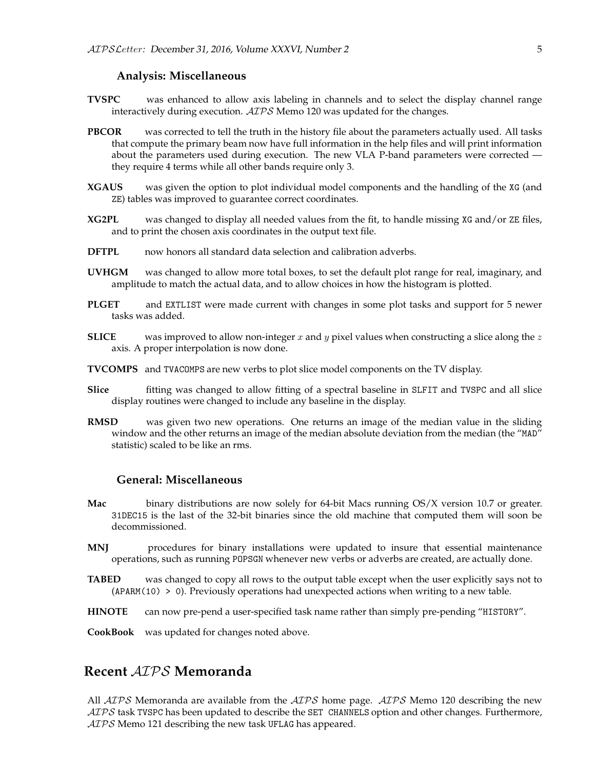### Analysis: Miscellaneous

**TVSPC** was enhanced to allow axis labeling in channels and to select the display channel range interactively during execution. *AIPS* Memo 120 was updated for the changes.

**PBCOR** was corrected to tell the truth in the history file about the parameters actually used. All tasks that compute the primary beam now have full information in the help files and will print information about the parameters used during execution. The new VLA P-band parameters were corrected — they require 4 terms while all other bands require only 3.

**XGAUS** was given the option to plot individual model components and the handling of the `XG` (and `ZE`) tables was improved to guarantee correct coordinates.

**XG2PL** was changed to display all needed values from the fit, to handle missing `XG` and/or `ZE` files, and to print the chosen axis coordinates in the output text file.

**DFTPL** now honors all standard data selection and calibration adverbs.

**UVHGM** was changed to allow more total boxes, to set the default plot range for real, imaginary, and amplitude to match the actual data, and to allow choices in how the histogram is plotted.

**PLGET** and `EXTLIST` were made current with changes in some plot tasks and support for 5 newer tasks was added.

**SLICE** was improved to allow non-integer $x$ and $y$ pixel values when constructing a slice along the $z$ axis. A proper interpolation is now done.

**TVCOMPS** and `TVACOMPS` are new verbs to plot slice model components on the TV display.

**Slice** fitting was changed to allow fitting of a spectral baseline in `SLFIT` and `TVSPC` and all slice display routines were changed to include any baseline in the display.

**RMSD** was given two new operations. One returns an image of the median value in the sliding window and the other returns an image of the median absolute deviation from the median (the "`MAD`" statistic) scaled to be like an rms.

### General: Miscellaneous

**Mac** binary distributions are now solely for 64-bit Macs running OS/X version 10.7 or greater. `31DEC15` is the last of the 32-bit binaries since the old machine that computed them will soon be decommissioned.

**MNJ** procedures for binary installations were updated to insure that essential maintenance operations, such as running `POPSGN` whenever new verbs or adverbs are created, are actually done.

**TABED** was changed to copy all rows to the output table except when the user explicitly says not to (`APARM(10) > 0`). Previously operations had unexpected actions when writing to a new table.

**HINOTE** can now pre-pend a user-specified task name rather than simply pre-pending "`HISTORY`".

**CookBook** was updated for changes noted above.

## Recent *AIPS* Memoranda

All *AIPS* Memoranda are available from the *AIPS* home page. *AIPS* Memo 120 describing the new *AIPS* task `TVSPC` has been updated to describe the `SET CHANNELS` option and other changes. Furthermore, *AIPS* Memo 121 describing the new task `UFLAG` has appeared.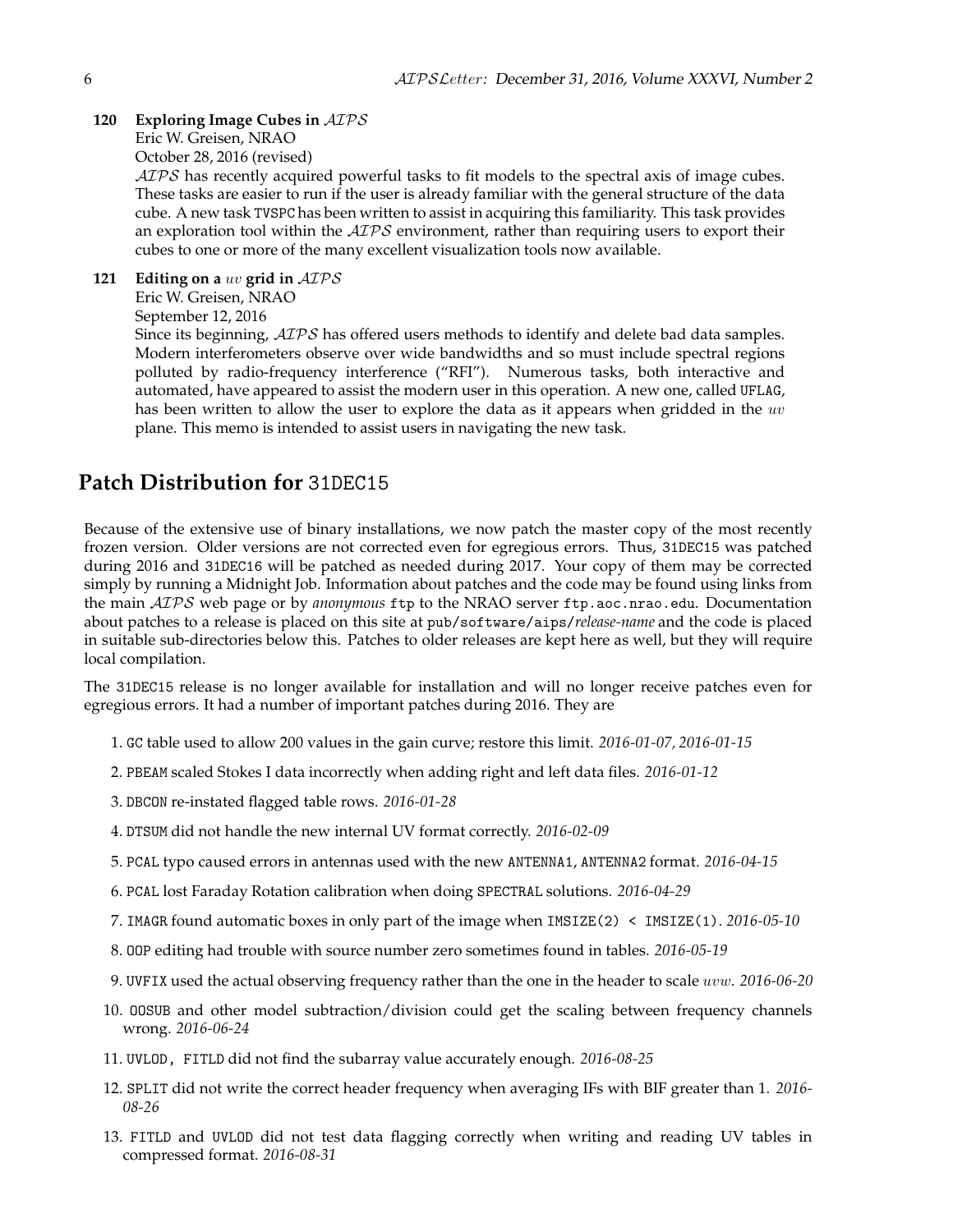**120 Exploring Image Cubes in *AIPS***
Eric W. Greisen, NRAO
October 28, 2016 (revised)
*AIPS* has recently acquired powerful tasks to fit models to the spectral axis of image cubes. These tasks are easier to run if the user is already familiar with the general structure of the data cube. A new task TVSPC has been written to assist in acquiring this familiarity. This task provides an exploration tool within the *AIPS* environment, rather than requiring users to export their cubes to one or more of the many excellent visualization tools now available.

**121 Editing on a *uv* grid in *AIPS***
Eric W. Greisen, NRAO
September 12, 2016
Since its beginning, *AIPS* has offered users methods to identify and delete bad data samples. Modern interferometers observe over wide bandwidths and so must include spectral regions polluted by radio-frequency interference ("RFI"). Numerous tasks, both interactive and automated, have appeared to assist the modern user in this operation. A new one, called UFLAG, has been written to allow the user to explore the data as it appears when gridded in the *uv* plane. This memo is intended to assist users in navigating the new task.

## Patch Distribution for 31DEC15

Because of the extensive use of binary installations, we now patch the master copy of the most recently frozen version. Older versions are not corrected even for egregious errors. Thus, 31DEC15 was patched during 2016 and 31DEC16 will be patched as needed during 2017. Your copy of them may be corrected simply by running a Midnight Job. Information about patches and the code may be found using links from the main *AIPS* web page or by *anonymous* ftp to the NRAO server ftp.aoc.nrao.edu. Documentation about patches to a release is placed on this site at pub/software/aips/*release-name* and the code is placed in suitable sub-directories below this. Patches to older releases are kept here as well, but they will require local compilation.

The 31DEC15 release is no longer available for installation and will no longer receive patches even for egregious errors. It had a number of important patches during 2016. They are

1. GC table used to allow 200 values in the gain curve; restore this limit. *2016-01-07, 2016-01-15*
2. PBEAM scaled Stokes I data incorrectly when adding right and left data files. *2016-01-12*
3. DBCON re-instated flagged table rows. *2016-01-28*
4. DTSUM did not handle the new internal UV format correctly. *2016-02-09*
5. PCAL typo caused errors in antennas used with the new ANTENNA1, ANTENNA2 format. *2016-04-15*
6. PCAL lost Faraday Rotation calibration when doing SPECTRAL solutions. *2016-04-29*
7. IMAGR found automatic boxes in only part of the image when IMSIZE(2) < IMSIZE(1). *2016-05-10*
8. OOP editing had trouble with source number zero sometimes found in tables. *2016-05-19*
9. UVFIX used the actual observing frequency rather than the one in the header to scale *uvw*. *2016-06-20*
10. OOSUB and other model subtraction/division could get the scaling between frequency channels wrong. *2016-06-24*
11. UVLOD, FITLD did not find the subarray value accurately enough. *2016-08-25*
12. SPLIT did not write the correct header frequency when averaging IFs with BIF greater than 1. *2016-08-26*
13. FITLD and UVLOD did not test data flagging correctly when writing and reading UV tables in compressed format. *2016-08-31*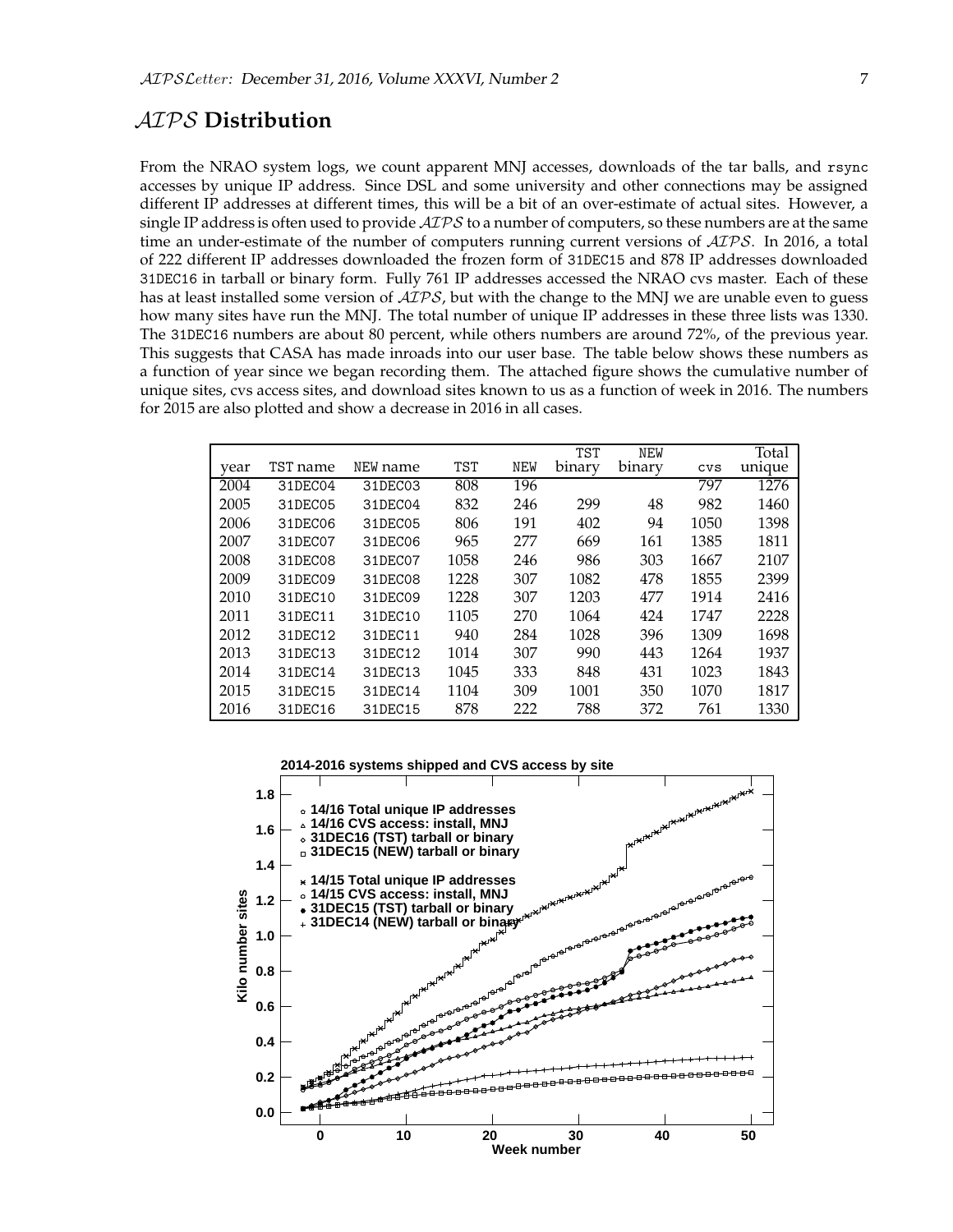## *AIPS* Distribution

From the NRAO system logs, we count apparent MNJ accesses, downloads of the tar balls, and rsync accesses by unique IP address. Since DSL and some university and other connections may be assigned different IP addresses at different times, this will be a bit of an over-estimate of actual sites. However, a single IP address is often used to provide *AIPS* to a number of computers, so these numbers are at the same time an under-estimate of the number of computers running current versions of *AIPS*. In 2016, a total of 222 different IP addresses downloaded the frozen form of 31DEC15 and 878 IP addresses downloaded 31DEC16 in tarball or binary form. Fully 761 IP addresses accessed the NRAO cvs master. Each of these has at least installed some version of *AIPS*, but with the change to the MNJ we are unable even to guess how many sites have run the MNJ. The total number of unique IP addresses in these three lists was 1330. The 31DEC16 numbers are about 80 percent, while others numbers are around 72%, of the previous year. This suggests that CASA has made inroads into our user base. The table below shows these numbers as a function of year since we began recording them. The attached figure shows the cumulative number of unique sites, cvs access sites, and download sites known to us as a function of week in 2016. The numbers for 2015 are also plotted and show a decrease in 2016 in all cases.

| year | TST name | NEW name | TST | NEW | TST binary | NEW binary | cvs | Total unique |
|---|---|---|---|---|---|---|---|---|
| 2004 | 31DEC04 | 31DEC03 | 808 | 196 | | | 797 | 1276 |
| 2005 | 31DEC05 | 31DEC04 | 832 | 246 | 299 | 48 | 982 | 1460 |
| 2006 | 31DEC06 | 31DEC05 | 806 | 191 | 402 | 94 | 1050 | 1398 |
| 2007 | 31DEC07 | 31DEC06 | 965 | 277 | 669 | 161 | 1385 | 1811 |
| 2008 | 31DEC08 | 31DEC07 | 1058 | 246 | 986 | 303 | 1667 | 2107 |
| 2009 | 31DEC09 | 31DEC08 | 1228 | 307 | 1082 | 478 | 1855 | 2399 |
| 2010 | 31DEC10 | 31DEC09 | 1228 | 307 | 1203 | 477 | 1914 | 2416 |
| 2011 | 31DEC11 | 31DEC10 | 1105 | 270 | 1064 | 424 | 1747 | 2228 |
| 2012 | 31DEC12 | 31DEC11 | 940 | 284 | 1028 | 396 | 1309 | 1698 |
| 2013 | 31DEC13 | 31DEC12 | 1014 | 307 | 990 | 443 | 1264 | 1937 |
| 2014 | 31DEC14 | 31DEC13 | 1045 | 333 | 848 | 431 | 1023 | 1843 |
| 2015 | 31DEC15 | 31DEC14 | 1104 | 309 | 1001 | 350 | 1070 | 1817 |
| 2016 | 31DEC16 | 31DEC15 | 878 | 222 | 788 | 372 | 761 | 1330 |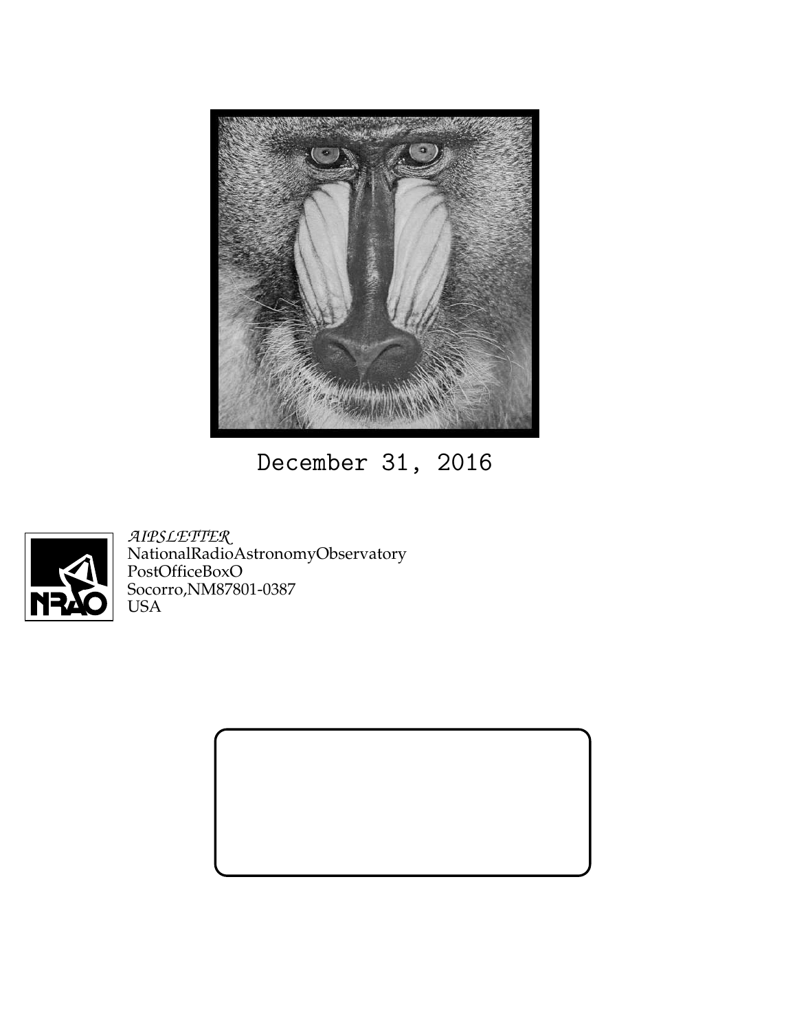December 31, 2016

*AIPSLETTER*
NationalRadioAstronomyObservatory
PostOfficeBoxO
Socorro,NM87801-0387
USA